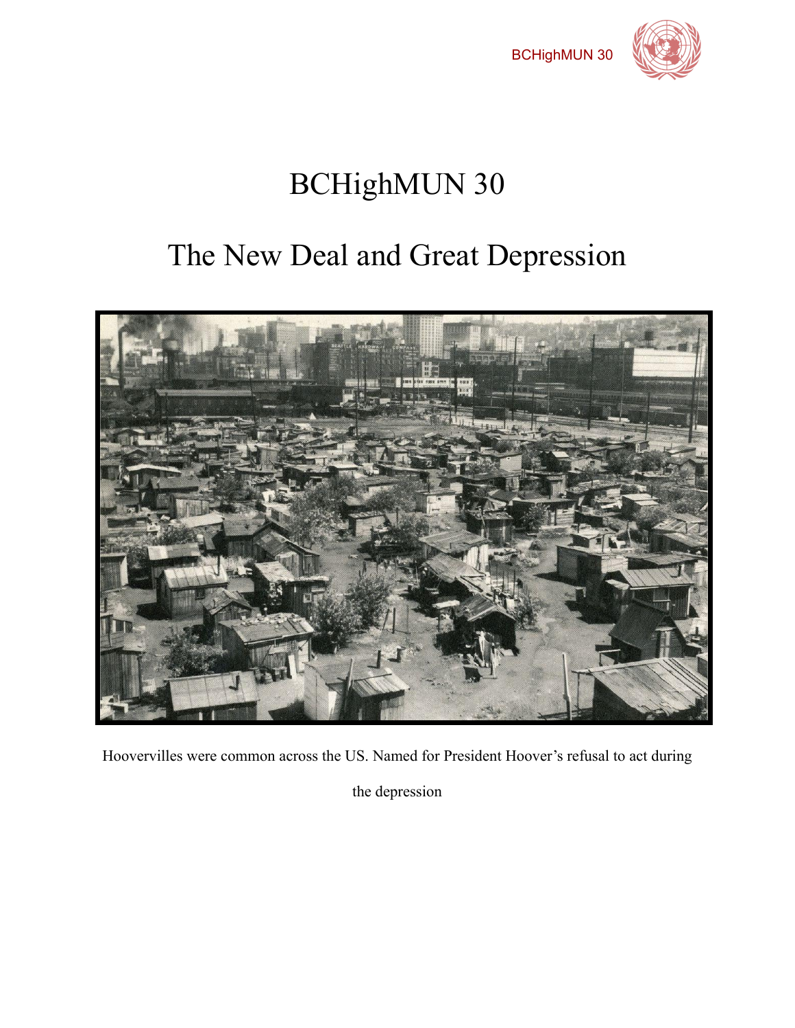# BCHighMUN 30

# The New Deal and Great Depression

Hoovervilles were common across the US. Named for President Hoover's refusal to act during the depression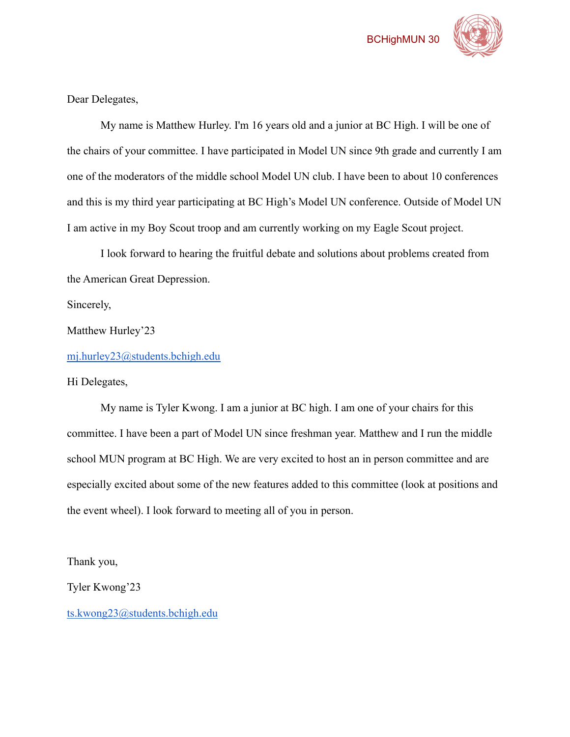Dear Delegates,

My name is Matthew Hurley. I'm 16 years old and a junior at BC High. I will be one of the chairs of your committee. I have participated in Model UN since 9th grade and currently I am one of the moderators of the middle school Model UN club. I have been to about 10 conferences and this is my third year participating at BC High's Model UN conference. Outside of Model UN I am active in my Boy Scout troop and am currently working on my Eagle Scout project.

I look forward to hearing the fruitful debate and solutions about problems created from the American Great Depression.

Sincerely,

Matthew Hurley'23

mj.hurley23@students.bchigh.edu

Hi Delegates,

My name is Tyler Kwong. I am a junior at BC high. I am one of your chairs for this committee. I have been a part of Model UN since freshman year. Matthew and I run the middle school MUN program at BC High. We are very excited to host an in person committee and are especially excited about some of the new features added to this committee (look at positions and the event wheel). I look forward to meeting all of you in person.

Thank you,

Tyler Kwong'23

ts.kwong23@students.bchigh.edu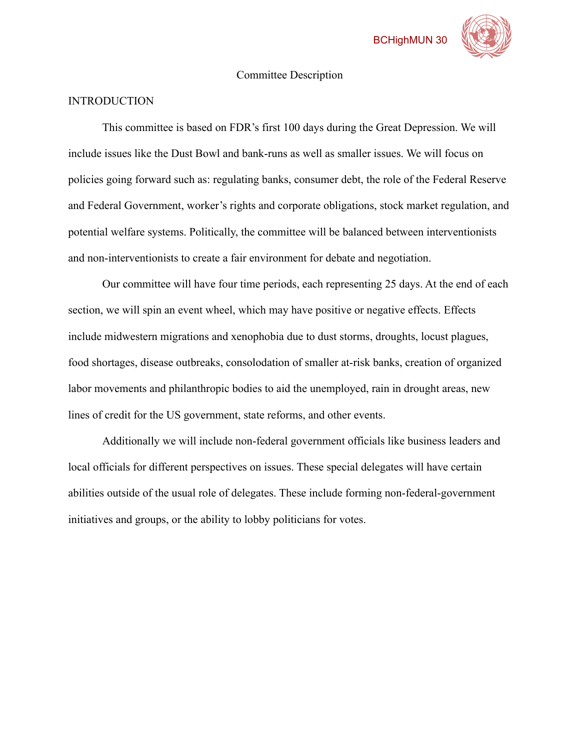## Committee Description

### INTRODUCTION

This committee is based on FDR's first 100 days during the Great Depression. We will include issues like the Dust Bowl and bank-runs as well as smaller issues. We will focus on policies going forward such as: regulating banks, consumer debt, the role of the Federal Reserve and Federal Government, worker's rights and corporate obligations, stock market regulation, and potential welfare systems. Politically, the committee will be balanced between interventionists and non-interventionists to create a fair environment for debate and negotiation.

Our committee will have four time periods, each representing 25 days. At the end of each section, we will spin an event wheel, which may have positive or negative effects. Effects include midwestern migrations and xenophobia due to dust storms, droughts, locust plagues, food shortages, disease outbreaks, consolodation of smaller at-risk banks, creation of organized labor movements and philanthropic bodies to aid the unemployed, rain in drought areas, new lines of credit for the US government, state reforms, and other events.

Additionally we will include non-federal government officials like business leaders and local officials for different perspectives on issues. These special delegates will have certain abilities outside of the usual role of delegates. These include forming non-federal-government initiatives and groups, or the ability to lobby politicians for votes.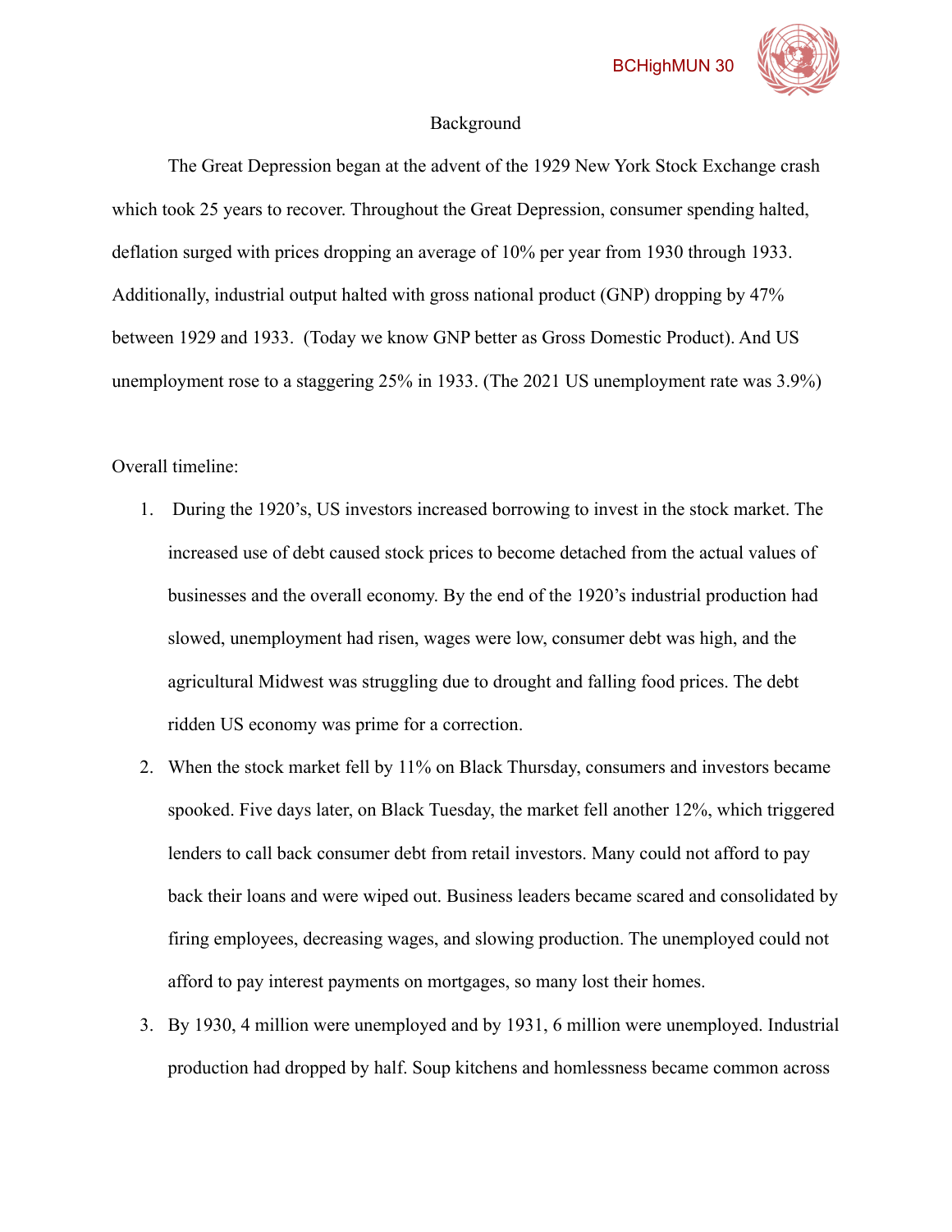## Background

The Great Depression began at the advent of the 1929 New York Stock Exchange crash which took 25 years to recover. Throughout the Great Depression, consumer spending halted, deflation surged with prices dropping an average of 10% per year from 1930 through 1933. Additionally, industrial output halted with gross national product (GNP) dropping by 47% between 1929 and 1933. (Today we know GNP better as Gross Domestic Product). And US unemployment rose to a staggering 25% in 1933. (The 2021 US unemployment rate was 3.9%)

Overall timeline:

1. During the 1920's, US investors increased borrowing to invest in the stock market. The increased use of debt caused stock prices to become detached from the actual values of businesses and the overall economy. By the end of the 1920's industrial production had slowed, unemployment had risen, wages were low, consumer debt was high, and the agricultural Midwest was struggling due to drought and falling food prices. The debt ridden US economy was prime for a correction.
2. When the stock market fell by 11% on Black Thursday, consumers and investors became spooked. Five days later, on Black Tuesday, the market fell another 12%, which triggered lenders to call back consumer debt from retail investors. Many could not afford to pay back their loans and were wiped out. Business leaders became scared and consolidated by firing employees, decreasing wages, and slowing production. The unemployed could not afford to pay interest payments on mortgages, so many lost their homes.
3. By 1930, 4 million were unemployed and by 1931, 6 million were unemployed. Industrial production had dropped by half. Soup kitchens and homlessness became common across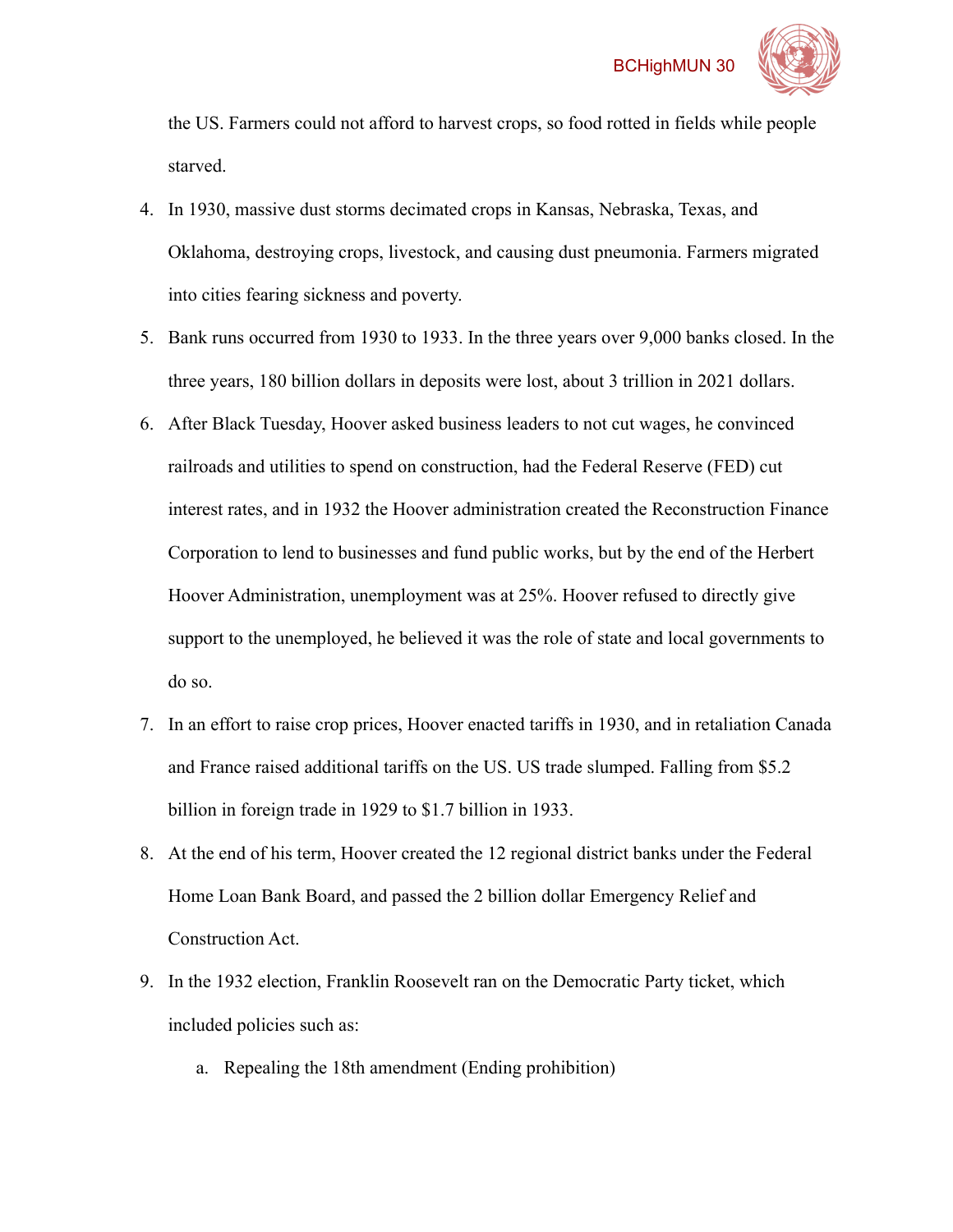the US. Farmers could not afford to harvest crops, so food rotted in fields while people starved.

4. In 1930, massive dust storms decimated crops in Kansas, Nebraska, Texas, and Oklahoma, destroying crops, livestock, and causing dust pneumonia. Farmers migrated into cities fearing sickness and poverty.
5. Bank runs occurred from 1930 to 1933. In the three years over 9,000 banks closed. In the three years, 180 billion dollars in deposits were lost, about 3 trillion in 2021 dollars.
6. After Black Tuesday, Hoover asked business leaders to not cut wages, he convinced railroads and utilities to spend on construction, had the Federal Reserve (FED) cut interest rates, and in 1932 the Hoover administration created the Reconstruction Finance Corporation to lend to businesses and fund public works, but by the end of the Herbert Hoover Administration, unemployment was at 25%. Hoover refused to directly give support to the unemployed, he believed it was the role of state and local governments to do so.
7. In an effort to raise crop prices, Hoover enacted tariffs in 1930, and in retaliation Canada and France raised additional tariffs on the US. US trade slumped. Falling from $5.2 billion in foreign trade in 1929 to $1.7 billion in 1933.
8. At the end of his term, Hoover created the 12 regional district banks under the Federal Home Loan Bank Board, and passed the 2 billion dollar Emergency Relief and Construction Act.
9. In the 1932 election, Franklin Roosevelt ran on the Democratic Party ticket, which included policies such as:
   a. Repealing the 18th amendment (Ending prohibition)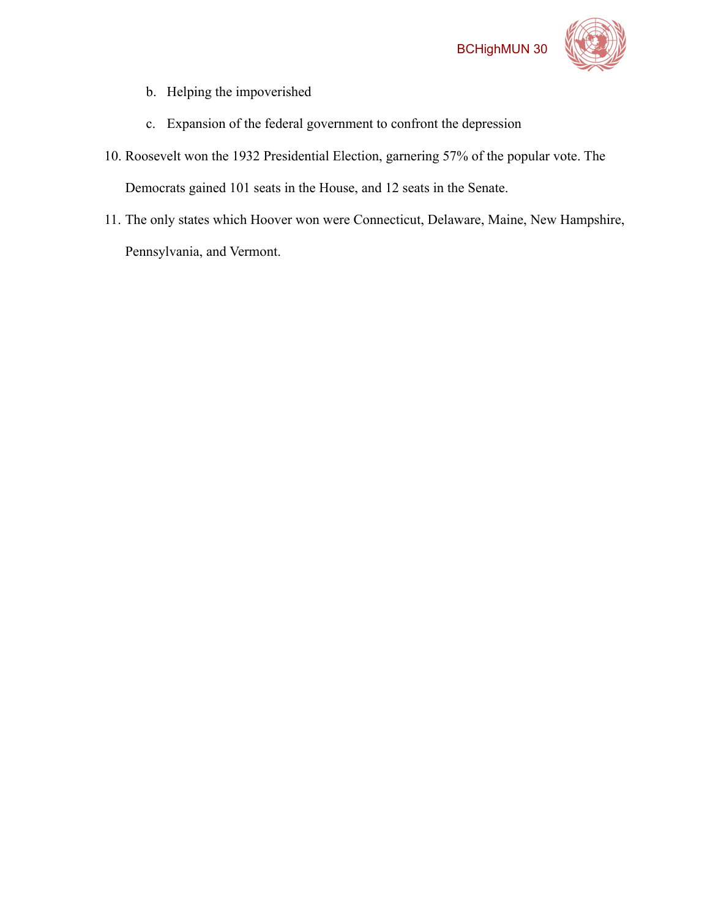b. Helping the impoverished

   c. Expansion of the federal government to confront the depression

10. Roosevelt won the 1932 Presidential Election, garnering 57% of the popular vote. The Democrats gained 101 seats in the House, and 12 seats in the Senate.

11. The only states which Hoover won were Connecticut, Delaware, Maine, New Hampshire, Pennsylvania, and Vermont.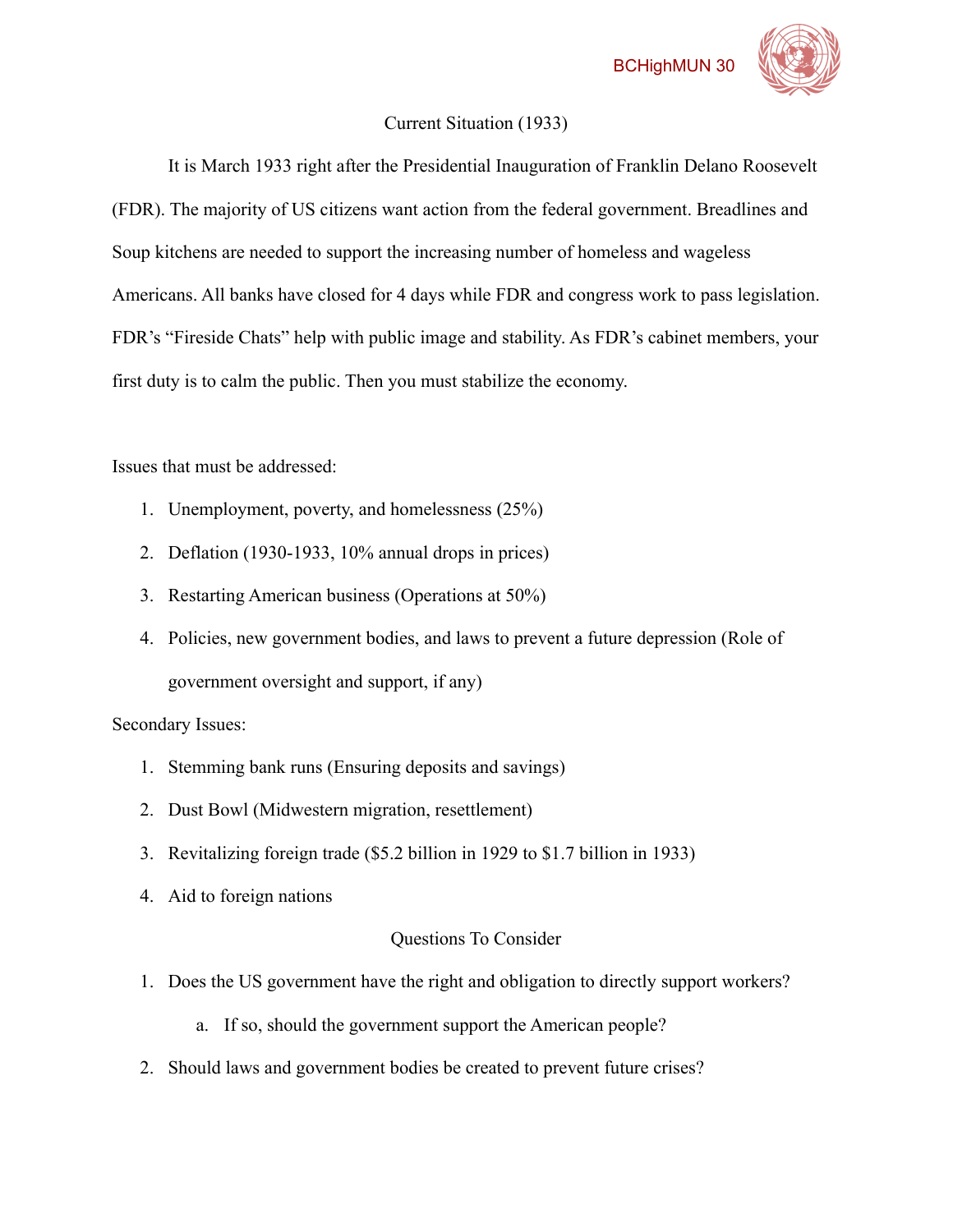## Current Situation (1933)

It is March 1933 right after the Presidential Inauguration of Franklin Delano Roosevelt (FDR). The majority of US citizens want action from the federal government. Breadlines and Soup kitchens are needed to support the increasing number of homeless and wageless Americans. All banks have closed for 4 days while FDR and congress work to pass legislation. FDR's "Fireside Chats" help with public image and stability. As FDR's cabinet members, your first duty is to calm the public. Then you must stabilize the economy.

Issues that must be addressed:

1. Unemployment, poverty, and homelessness (25%)
2. Deflation (1930-1933, 10% annual drops in prices)
3. Restarting American business (Operations at 50%)
4. Policies, new government bodies, and laws to prevent a future depression (Role of government oversight and support, if any)

Secondary Issues:

1. Stemming bank runs (Ensuring deposits and savings)
2. Dust Bowl (Midwestern migration, resettlement)
3. Revitalizing foreign trade ($5.2 billion in 1929 to $1.7 billion in 1933)
4. Aid to foreign nations

## Questions To Consider

1. Does the US government have the right and obligation to directly support workers?
   a. If so, should the government support the American people?
2. Should laws and government bodies be created to prevent future crises?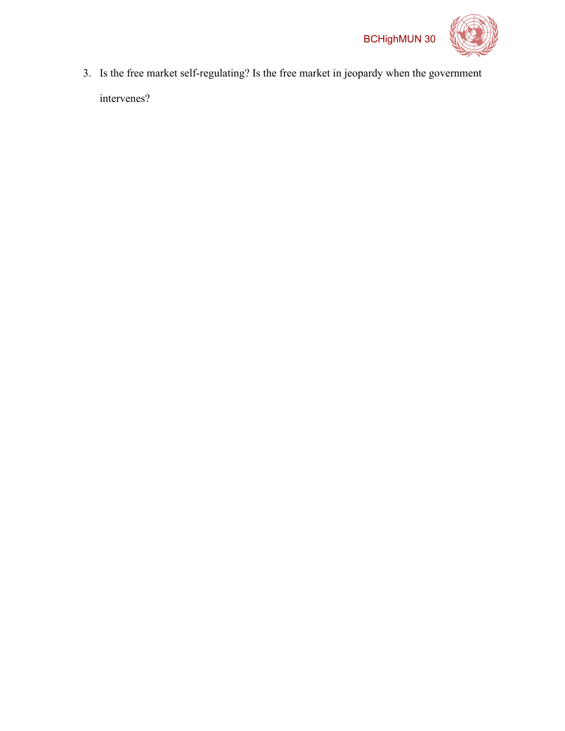3. Is the free market self-regulating? Is the free market in jeopardy when the government intervenes?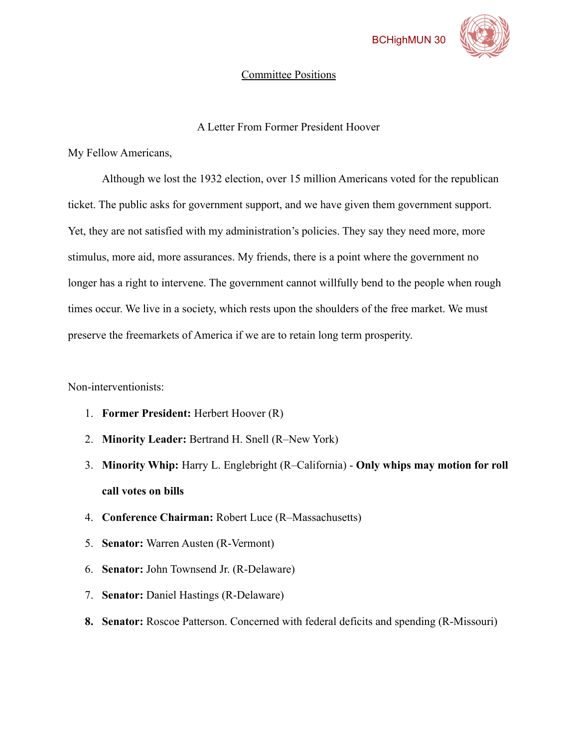## Committee Positions

A Letter From Former President Hoover

My Fellow Americans,

Although we lost the 1932 election, over 15 million Americans voted for the republican ticket. The public asks for government support, and we have given them government support. Yet, they are not satisfied with my administration's policies. They say they need more, more stimulus, more aid, more assurances. My friends, there is a point where the government no longer has a right to intervene. The government cannot willfully bend to the people when rough times occur. We live in a society, which rests upon the shoulders of the free market. We must preserve the freemarkets of America if we are to retain long term prosperity.

Non-interventionists:

1. **Former President:** Herbert Hoover (R)
2. **Minority Leader:** Bertrand H. Snell (R–New York)
3. **Minority Whip:** Harry L. Englebright (R–California) - **Only whips may motion for roll call votes on bills**
4. **Conference Chairman:** Robert Luce (R–Massachusetts)
5. **Senator:** Warren Austen (R-Vermont)
6. **Senator:** John Townsend Jr. (R-Delaware)
7. **Senator:** Daniel Hastings (R-Delaware)
8. **Senator:** Roscoe Patterson. Concerned with federal deficits and spending (R-Missouri)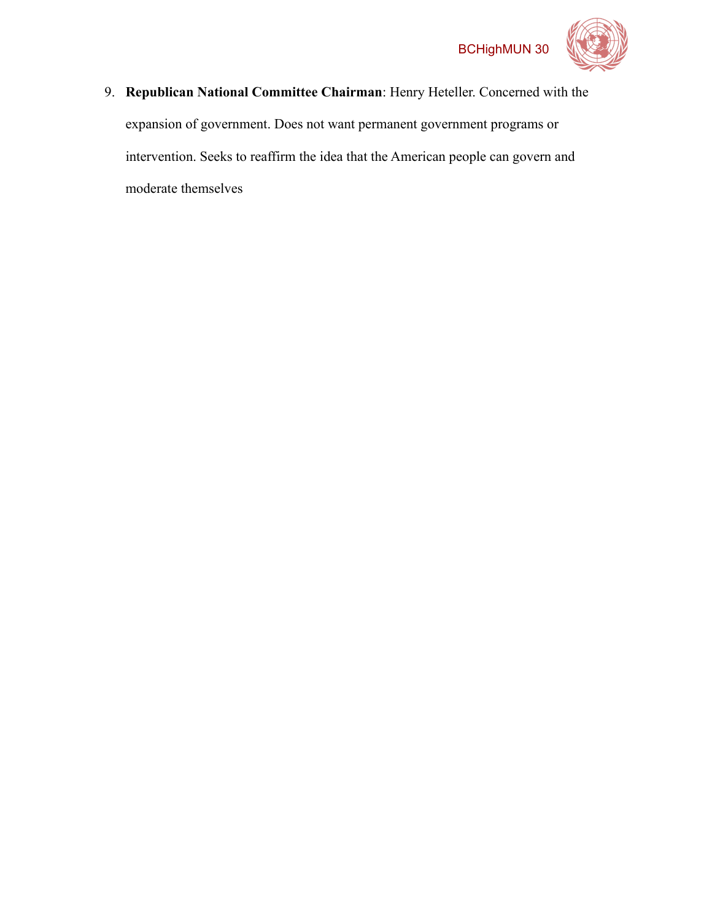9. **Republican National Committee Chairman**: Henry Heteller. Concerned with the expansion of government. Does not want permanent government programs or intervention. Seeks to reaffirm the idea that the American people can govern and moderate themselves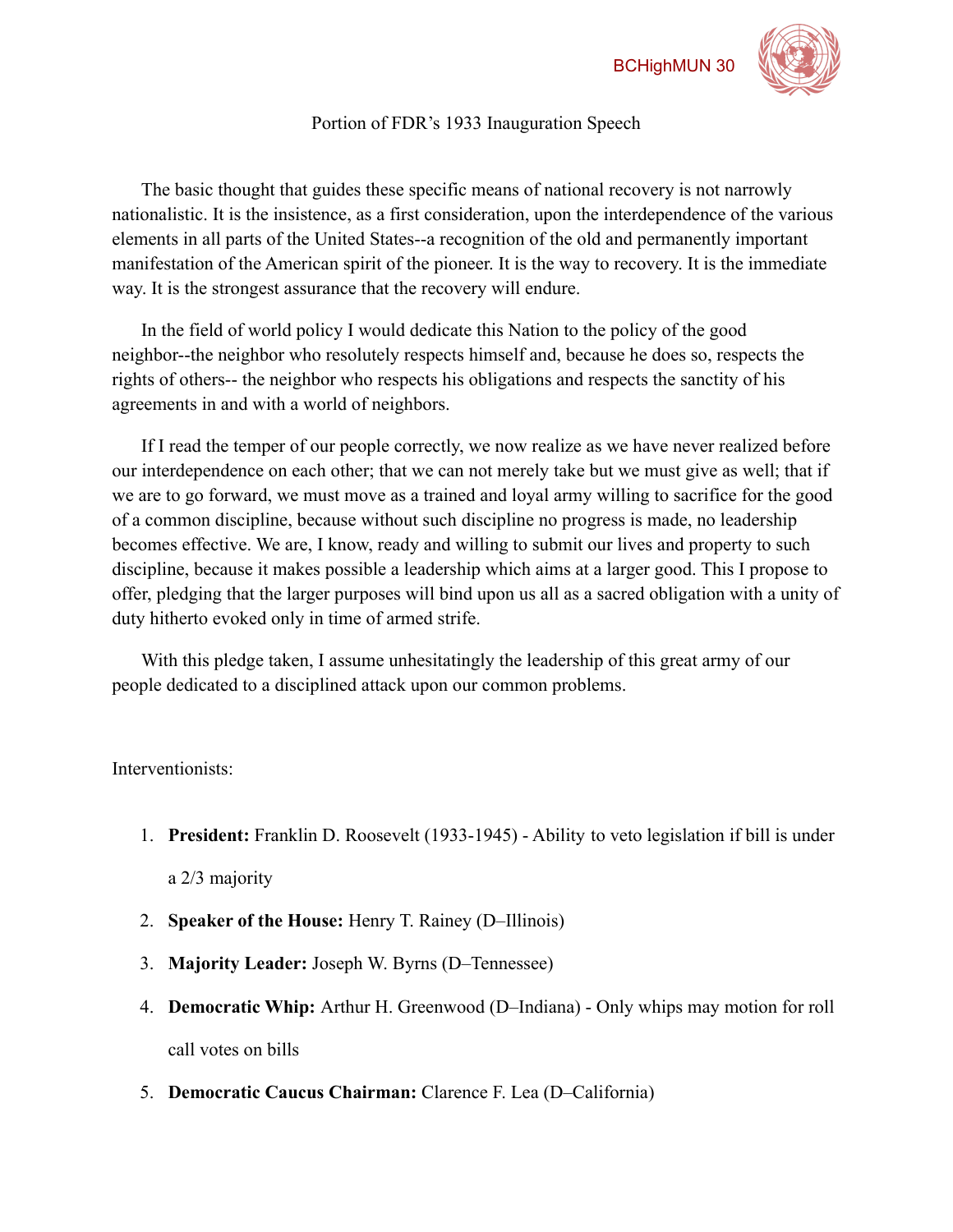Portion of FDR's 1933 Inauguration Speech

The basic thought that guides these specific means of national recovery is not narrowly nationalistic. It is the insistence, as a first consideration, upon the interdependence of the various elements in all parts of the United States--a recognition of the old and permanently important manifestation of the American spirit of the pioneer. It is the way to recovery. It is the immediate way. It is the strongest assurance that the recovery will endure.

In the field of world policy I would dedicate this Nation to the policy of the good neighbor--the neighbor who resolutely respects himself and, because he does so, respects the rights of others-- the neighbor who respects his obligations and respects the sanctity of his agreements in and with a world of neighbors.

If I read the temper of our people correctly, we now realize as we have never realized before our interdependence on each other; that we can not merely take but we must give as well; that if we are to go forward, we must move as a trained and loyal army willing to sacrifice for the good of a common discipline, because without such discipline no progress is made, no leadership becomes effective. We are, I know, ready and willing to submit our lives and property to such discipline, because it makes possible a leadership which aims at a larger good. This I propose to offer, pledging that the larger purposes will bind upon us all as a sacred obligation with a unity of duty hitherto evoked only in time of armed strife.

With this pledge taken, I assume unhesitatingly the leadership of this great army of our people dedicated to a disciplined attack upon our common problems.

Interventionists:

1. **President:** Franklin D. Roosevelt (1933-1945) - Ability to veto legislation if bill is under a 2/3 majority
2. **Speaker of the House:** Henry T. Rainey (D–Illinois)
3. **Majority Leader:** Joseph W. Byrns (D–Tennessee)
4. **Democratic Whip:** Arthur H. Greenwood (D–Indiana) - Only whips may motion for roll call votes on bills
5. **Democratic Caucus Chairman:** Clarence F. Lea (D–California)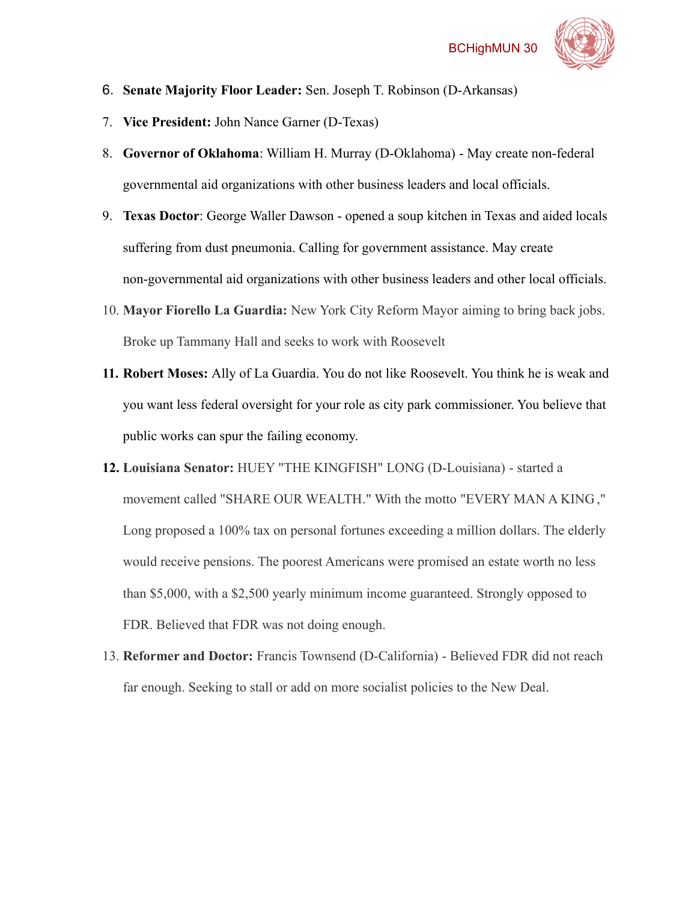6. **Senate Majority Floor Leader:** Sen. Joseph T. Robinson (D-Arkansas)
7. **Vice President:** John Nance Garner (D-Texas)
8. **Governor of Oklahoma**: William H. Murray (D-Oklahoma) - May create non-federal governmental aid organizations with other business leaders and local officials.
9. **Texas Doctor**: George Waller Dawson - opened a soup kitchen in Texas and aided locals suffering from dust pneumonia. Calling for government assistance. May create non-governmental aid organizations with other business leaders and other local officials.
10. **Mayor Fiorello La Guardia:** New York City Reform Mayor aiming to bring back jobs. Broke up Tammany Hall and seeks to work with Roosevelt
11. **Robert Moses:** Ally of La Guardia. You do not like Roosevelt. You think he is weak and you want less federal oversight for your role as city park commissioner. You believe that public works can spur the failing economy.
12. **Louisiana Senator:** HUEY "THE KINGFISH" LONG (D-Louisiana) - started a movement called "SHARE OUR WEALTH." With the motto "EVERY MAN A KING," Long proposed a 100% tax on personal fortunes exceeding a million dollars. The elderly would receive pensions. The poorest Americans were promised an estate worth no less than $5,000, with a $2,500 yearly minimum income guaranteed. Strongly opposed to FDR. Believed that FDR was not doing enough.
13. **Reformer and Doctor:** Francis Townsend (D-California) - Believed FDR did not reach far enough. Seeking to stall or add on more socialist policies to the New Deal.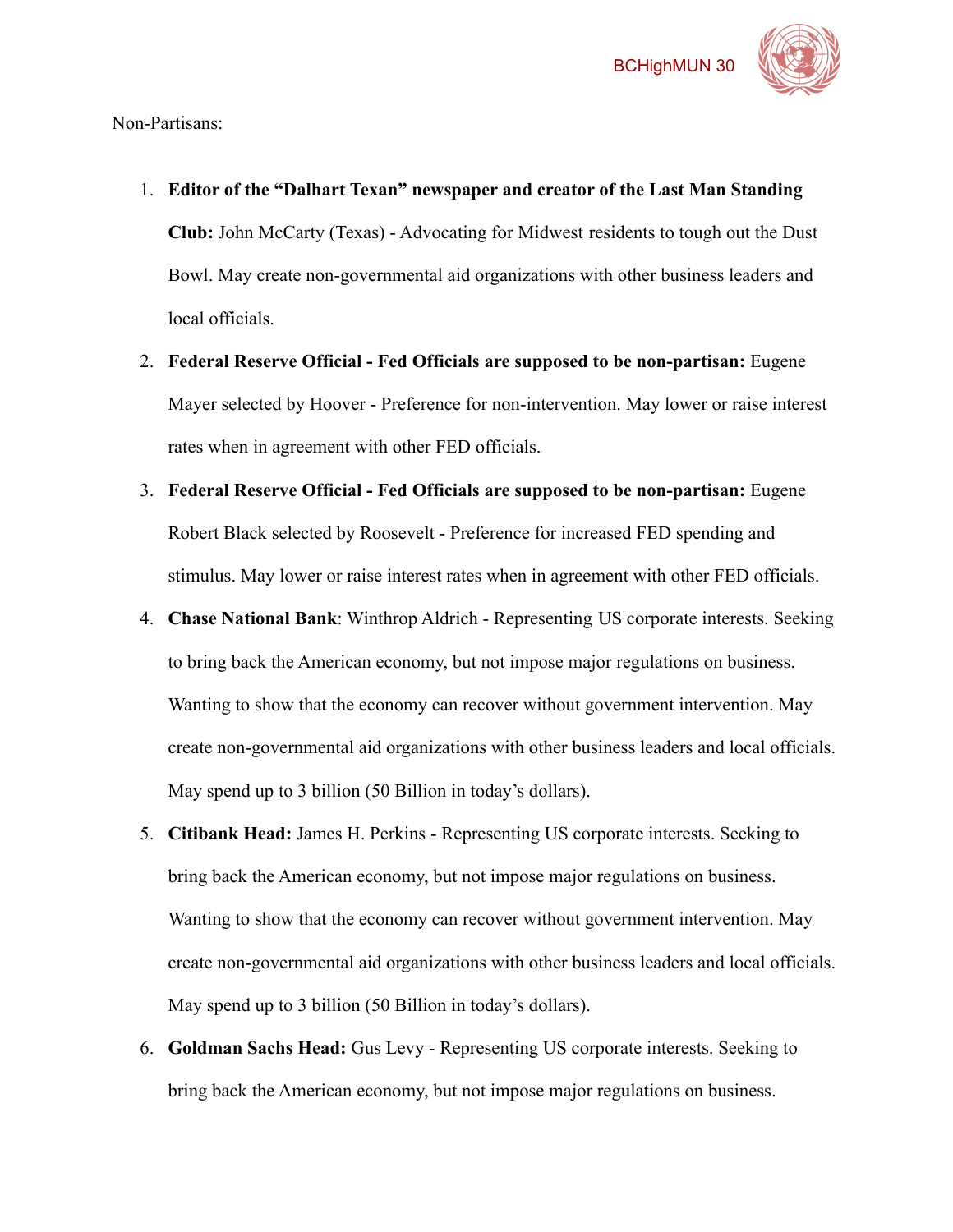Non-Partisans:

1. **Editor of the "Dalhart Texan" newspaper and creator of the Last Man Standing Club:** John McCarty (Texas) - Advocating for Midwest residents to tough out the Dust Bowl. May create non-governmental aid organizations with other business leaders and local officials.
2. **Federal Reserve Official - Fed Officials are supposed to be non-partisan:** Eugene Mayer selected by Hoover - Preference for non-intervention. May lower or raise interest rates when in agreement with other FED officials.
3. **Federal Reserve Official - Fed Officials are supposed to be non-partisan:** Eugene Robert Black selected by Roosevelt - Preference for increased FED spending and stimulus. May lower or raise interest rates when in agreement with other FED officials.
4. **Chase National Bank**: Winthrop Aldrich - Representing US corporate interests. Seeking to bring back the American economy, but not impose major regulations on business. Wanting to show that the economy can recover without government intervention. May create non-governmental aid organizations with other business leaders and local officials. May spend up to 3 billion (50 Billion in today's dollars).
5. **Citibank Head:** James H. Perkins - Representing US corporate interests. Seeking to bring back the American economy, but not impose major regulations on business. Wanting to show that the economy can recover without government intervention. May create non-governmental aid organizations with other business leaders and local officials. May spend up to 3 billion (50 Billion in today's dollars).
6. **Goldman Sachs Head:** Gus Levy - Representing US corporate interests. Seeking to bring back the American economy, but not impose major regulations on business.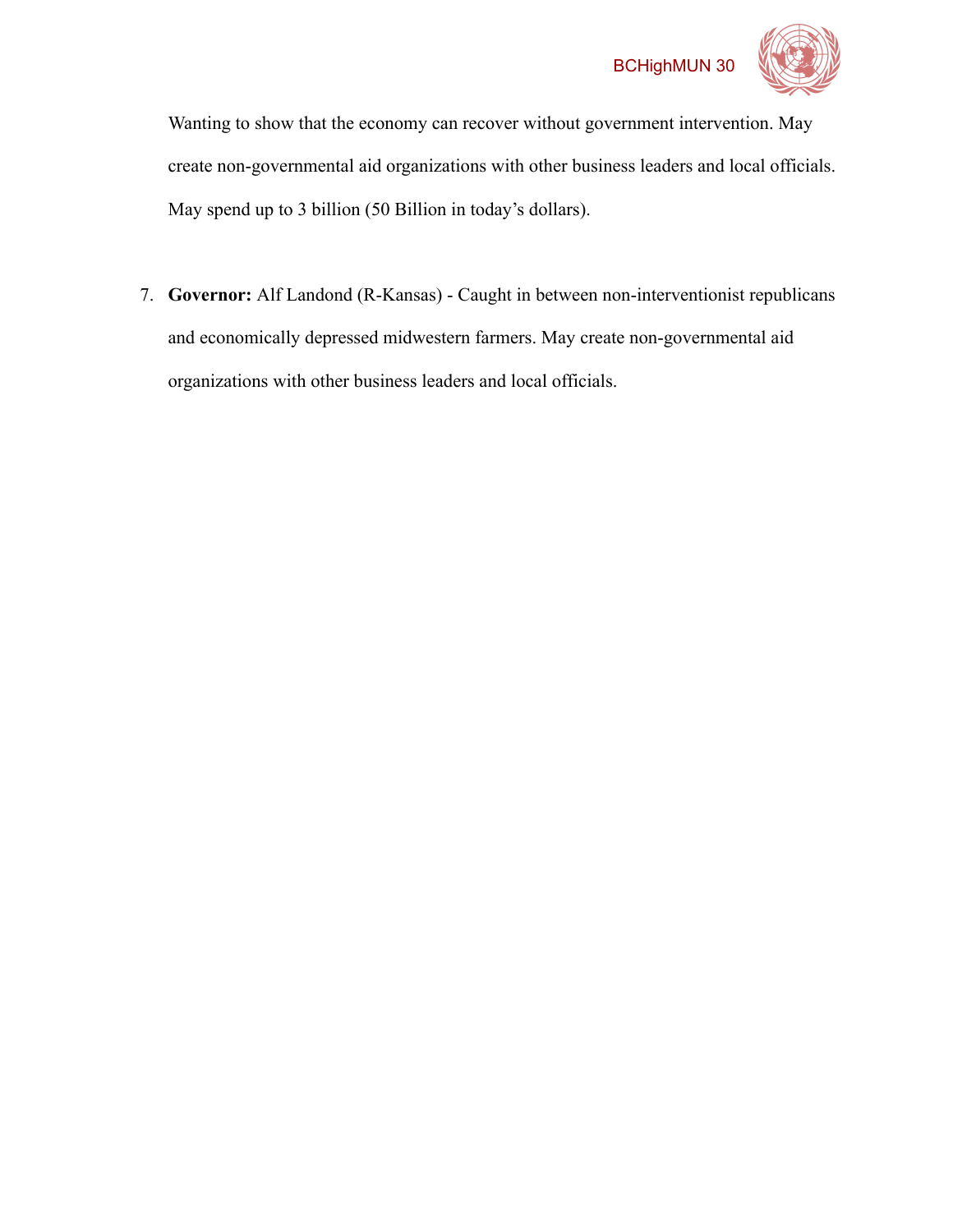Wanting to show that the economy can recover without government intervention. May create non-governmental aid organizations with other business leaders and local officials. May spend up to 3 billion (50 Billion in today's dollars).

7. **Governor:** Alf Landond (R-Kansas) - Caught in between non-interventionist republicans and economically depressed midwestern farmers. May create non-governmental aid organizations with other business leaders and local officials.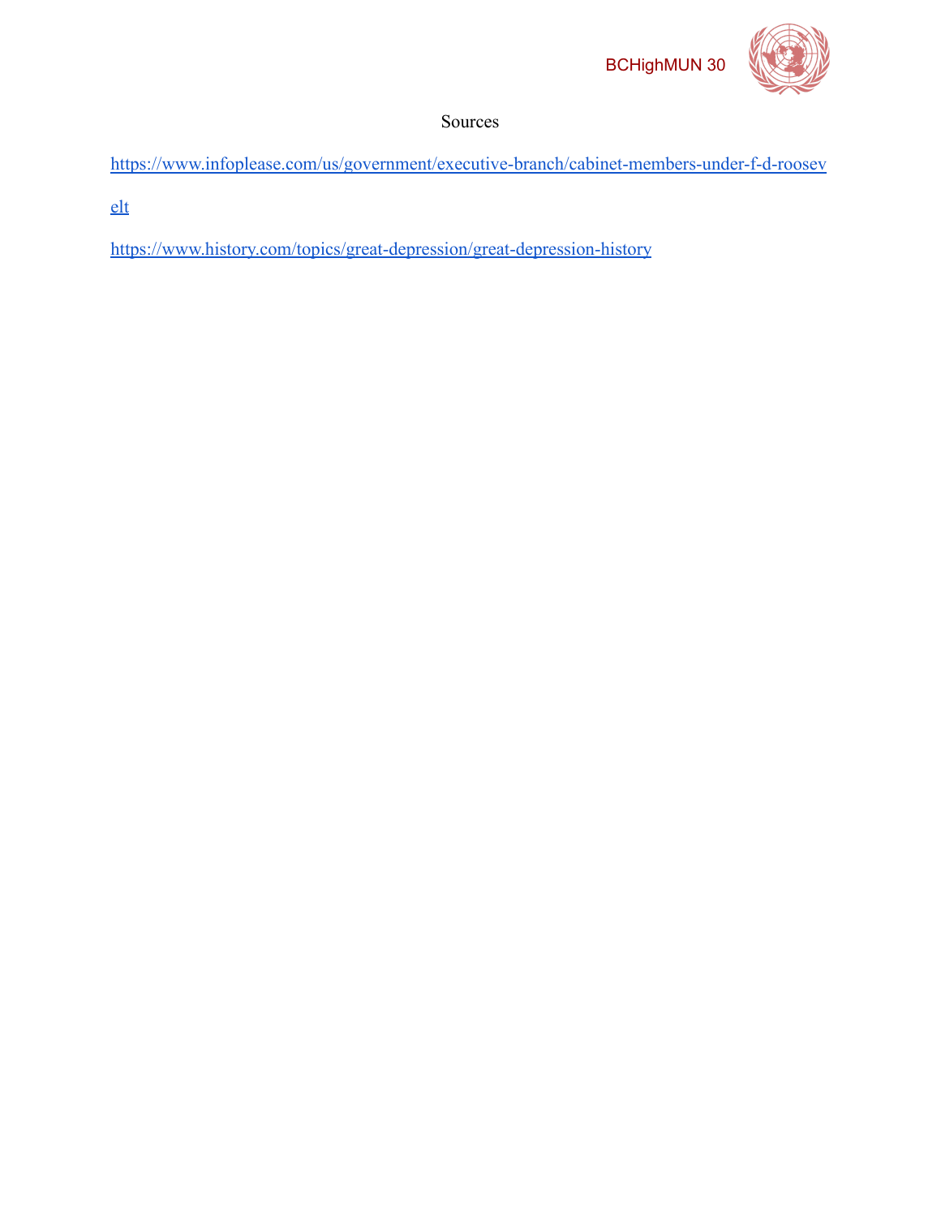# Sources

https://www.infoplease.com/us/government/executive-branch/cabinet-members-under-f-d-roosevelt

https://www.history.com/topics/great-depression/great-depression-history